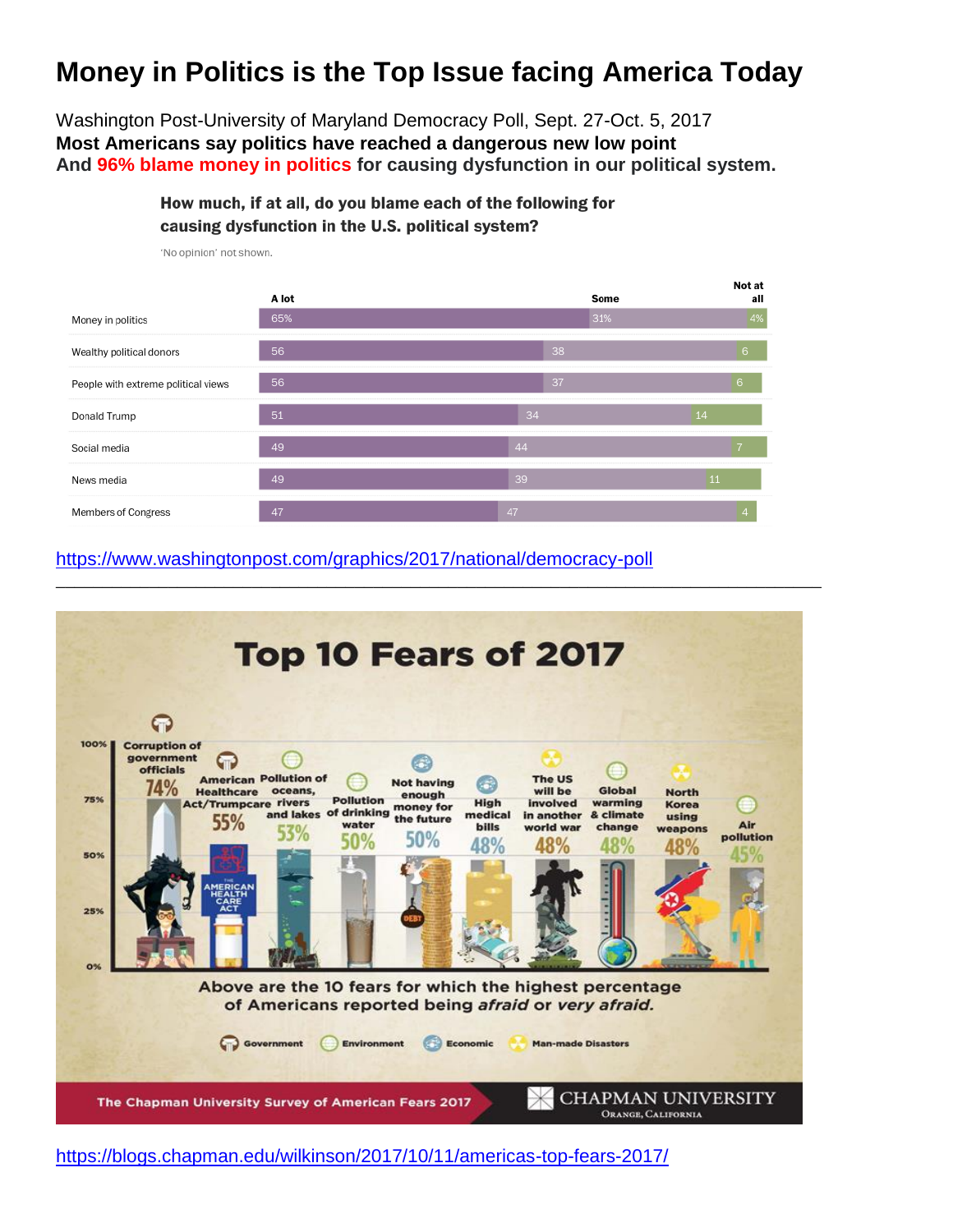# Money in Politics is the Top Issue facing America Today

Washington Post-University of Maryland Democracy Poll, Sept. 27-Oct. 5, 2017

**Most Americans say politics have reached a dangerous new low point**

**And 96% blame money in politics for causing dysfunction in our political system.**

**How much, if at all, do you blame each of the following for causing dysfunction in the U.S. political system?**

'No opinion' not shown.

| | A lot | Some | Not at all |
|---|---|---|---|
| Money in politics | 65% | 31% | 4% |
| Wealthy political donors | 56 | 38 | 6 |
| People with extreme political views | 56 | 37 | 6 |
| Donald Trump | 51 | 34 | 14 |
| Social media | 49 | 44 | 7 |
| News media | 49 | 39 | 11 |
| Members of Congress | 47 | 47 | 4 |

https://www.washingtonpost.com/graphics/2017/national/democracy-poll

---

**Top 10 Fears of 2017**

| Fear | Category | Percent |
|---|---|---|
| Corruption of government officials | Government | 74% |
| American Healthcare Act/Trumpcare | Government | 55% |
| Pollution of oceans, rivers and lakes | Environment | 53% |
| Pollution of drinking water | Environment | 50% |
| Not having enough money for the future | Economic | 50% |
| High medical bills | Economic | 48% |
| The US will be involved in another world war | Man-made Disasters | 48% |
| Global warming & climate change | Environment | 48% |
| North Korea using weapons | Man-made Disasters | 48% |
| Air pollution | Environment | 45% |

Above are the 10 fears for which the highest percentage of Americans reported being *afraid* or *very afraid*.

The Chapman University Survey of American Fears 2017 — Chapman University, Orange, California

https://blogs.chapman.edu/wilkinson/2017/10/11/americas-top-fears-2017/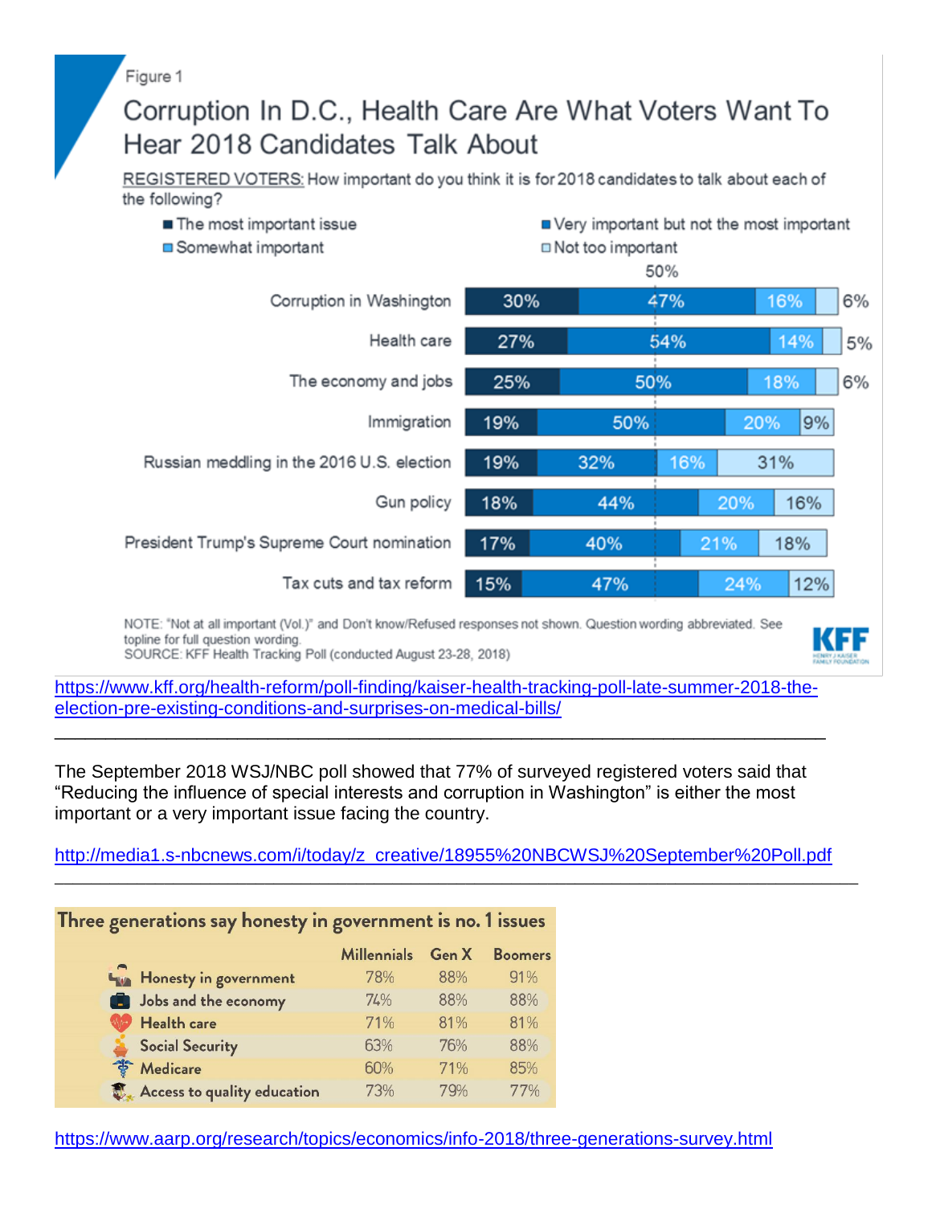Figure 1

## Corruption In D.C., Health Care Are What Voters Want To Hear 2018 Candidates Talk About

REGISTERED VOTERS: How important do you think it is for 2018 candidates to talk about each of the following?

| | The most important issue | Very important but not the most important | Somewhat important | Not too important |
|---|---|---|---|---|
| Corruption in Washington | 30% | 47% | 16% | 6% |
| Health care | 27% | 54% | 14% | 5% |
| The economy and jobs | 25% | 50% | 18% | 6% |
| Immigration | 19% | 50% | 20% | 9% |
| Russian meddling in the 2016 U.S. election | 19% | 32% | 16% | 31% |
| Gun policy | 18% | 44% | 20% | 16% |
| President Trump's Supreme Court nomination | 17% | 40% | 21% | 18% |
| Tax cuts and tax reform | 15% | 47% | 24% | 12% |

NOTE: "Not at all important (Vol.)" and Don't know/Refused responses not shown. Question wording abbreviated. See topline for full question wording.
SOURCE: KFF Health Tracking Poll (conducted August 23-28, 2018)

KFF

https://www.kff.org/health-reform/poll-finding/kaiser-health-tracking-poll-late-summer-2018-the-election-pre-existing-conditions-and-surprises-on-medical-bills/

---

The September 2018 WSJ/NBC poll showed that 77% of surveyed registered voters said that "Reducing the influence of special interests and corruption in Washington" is either the most important or a very important issue facing the country.

http://media1.s-nbcnews.com/i/today/z_creative/18955%20NBCWSJ%20September%20Poll.pdf

---

**Three generations say honesty in government is no. 1 issues**

| | Millennials | Gen X | Boomers |
|---|---|---|---|
| Honesty in government | 78% | 88% | 91% |
| Jobs and the economy | 74% | 88% | 88% |
| Health care | 71% | 81% | 81% |
| Social Security | 63% | 76% | 88% |
| Medicare | 60% | 71% | 85% |
| Access to quality education | 73% | 79% | 77% |

https://www.aarp.org/research/topics/economics/info-2018/three-generations-survey.html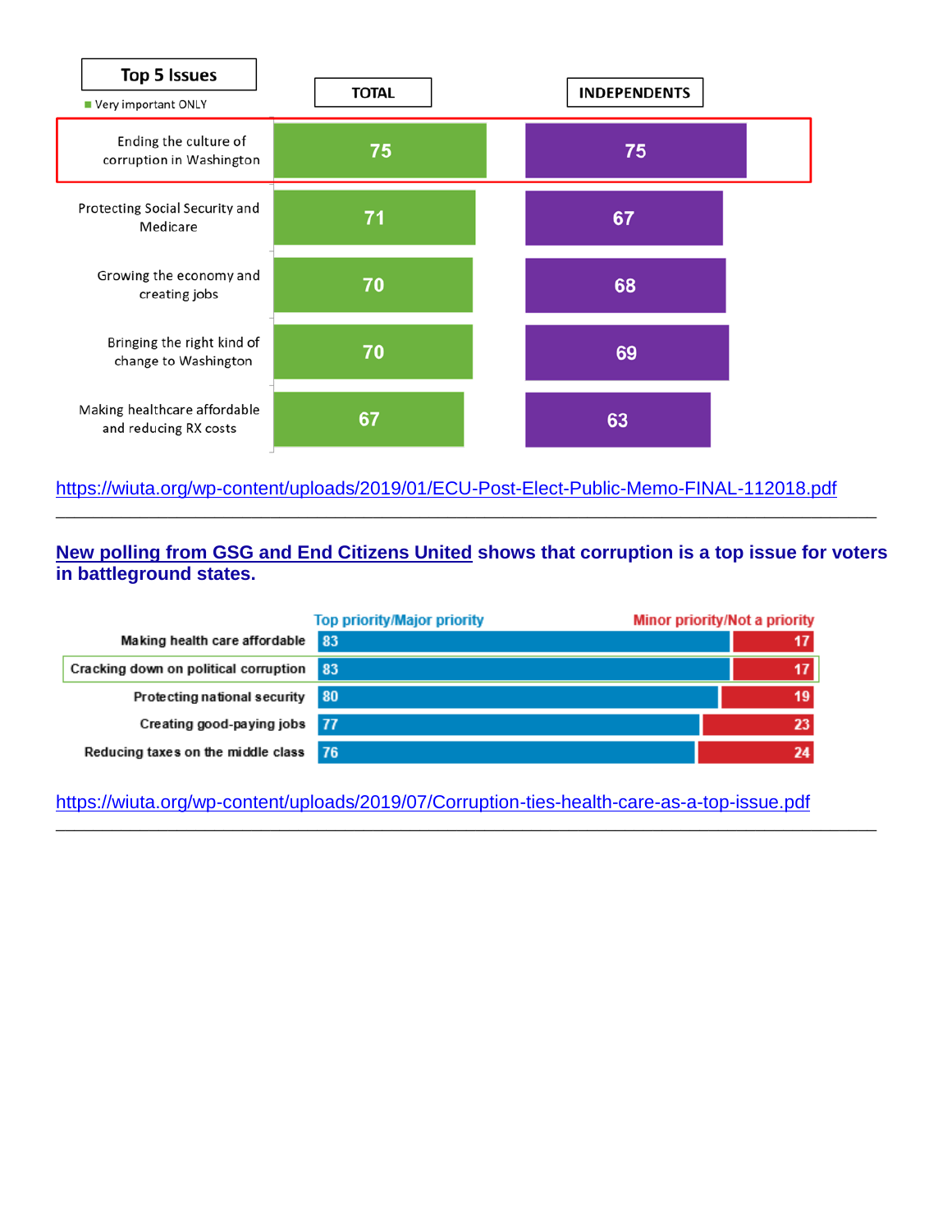| Top 5 Issues (Very important ONLY) | TOTAL | INDEPENDENTS |
| --- | --- | --- |
| Ending the culture of corruption in Washington | 75 | 75 |
| Protecting Social Security and Medicare | 71 | 67 |
| Growing the economy and creating jobs | 70 | 68 |
| Bringing the right kind of change to Washington | 70 | 69 |
| Making healthcare affordable and reducing RX costs | 67 | 63 |

https://wiuta.org/wp-content/uploads/2019/01/ECU-Post-Elect-Public-Memo-FINAL-112018.pdf

---

**New polling from GSG and End Citizens United shows that corruption is a top issue for voters in battleground states.**

| | Top priority/Major priority | Minor priority/Not a priority |
| --- | --- | --- |
| Making health care affordable | 83 | 17 |
| Cracking down on political corruption | 83 | 17 |
| Protecting national security | 80 | 19 |
| Creating good-paying jobs | 77 | 23 |
| Reducing taxes on the middle class | 76 | 24 |

https://wiuta.org/wp-content/uploads/2019/07/Corruption-ties-health-care-as-a-top-issue.pdf

---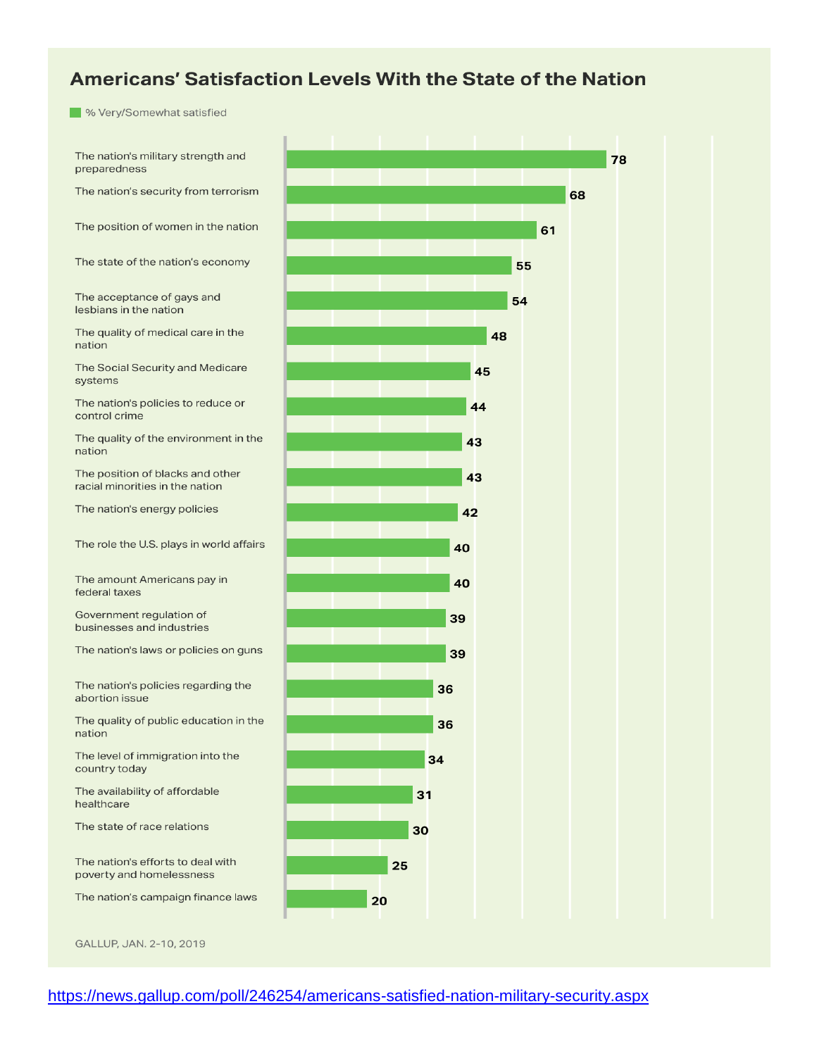## Americans' Satisfaction Levels With the State of the Nation

% Very/Somewhat satisfied

| Item | % Very/Somewhat satisfied |
| --- | --- |
| The nation's military strength and preparedness | 78 |
| The nation's security from terrorism | 68 |
| The position of women in the nation | 61 |
| The state of the nation's economy | 55 |
| The acceptance of gays and lesbians in the nation | 54 |
| The quality of medical care in the nation | 48 |
| The Social Security and Medicare systems | 45 |
| The nation's policies to reduce or control crime | 44 |
| The quality of the environment in the nation | 43 |
| The position of blacks and other racial minorities in the nation | 43 |
| The nation's energy policies | 42 |
| The role the U.S. plays in world affairs | 40 |
| The amount Americans pay in federal taxes | 40 |
| Government regulation of businesses and industries | 39 |
| The nation's laws or policies on guns | 39 |
| The nation's policies regarding the abortion issue | 36 |
| The quality of public education in the nation | 36 |
| The level of immigration into the country today | 34 |
| The availability of affordable healthcare | 31 |
| The state of race relations | 30 |
| The nation's efforts to deal with poverty and homelessness | 25 |
| The nation's campaign finance laws | 20 |

GALLUP, JAN. 2-10, 2019

https://news.gallup.com/poll/246254/americans-satisfied-nation-military-security.aspx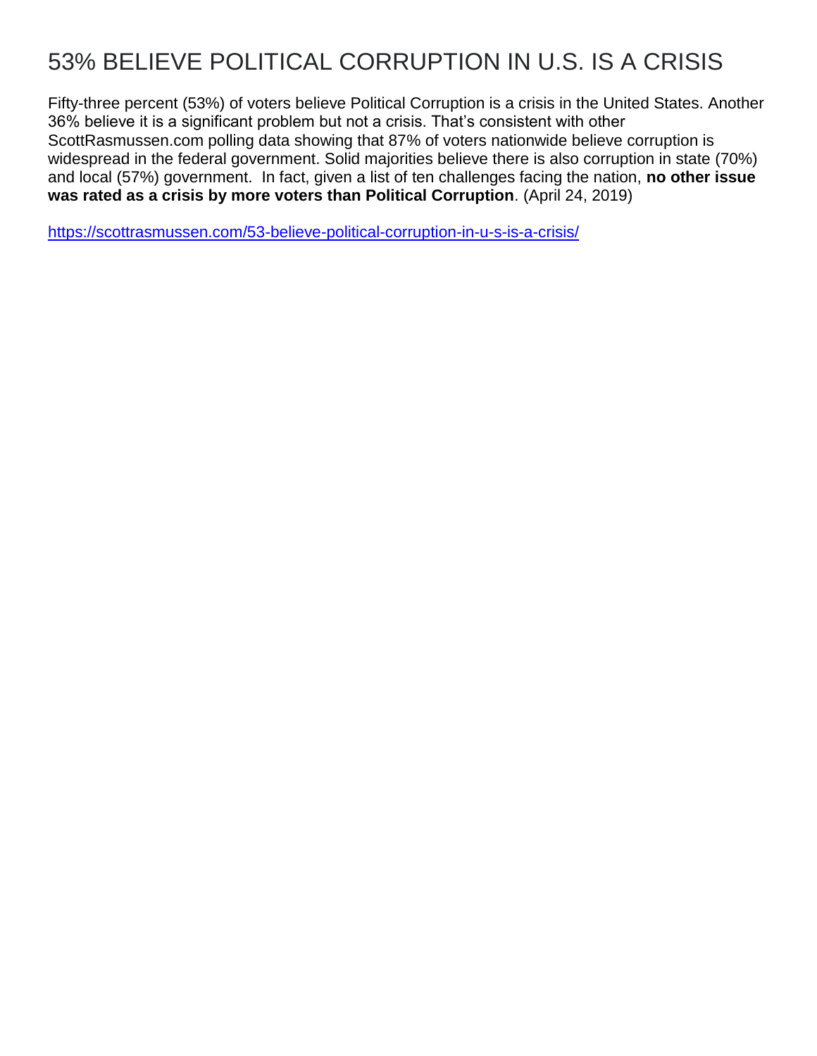# 53% BELIEVE POLITICAL CORRUPTION IN U.S. IS A CRISIS

Fifty-three percent (53%) of voters believe Political Corruption is a crisis in the United States. Another 36% believe it is a significant problem but not a crisis. That's consistent with other ScottRasmussen.com polling data showing that 87% of voters nationwide believe corruption is widespread in the federal government. Solid majorities believe there is also corruption in state (70%) and local (57%) government. In fact, given a list of ten challenges facing the nation, **no other issue was rated as a crisis by more voters than Political Corruption**. (April 24, 2019)

https://scottrasmussen.com/53-believe-political-corruption-in-u-s-is-a-crisis/